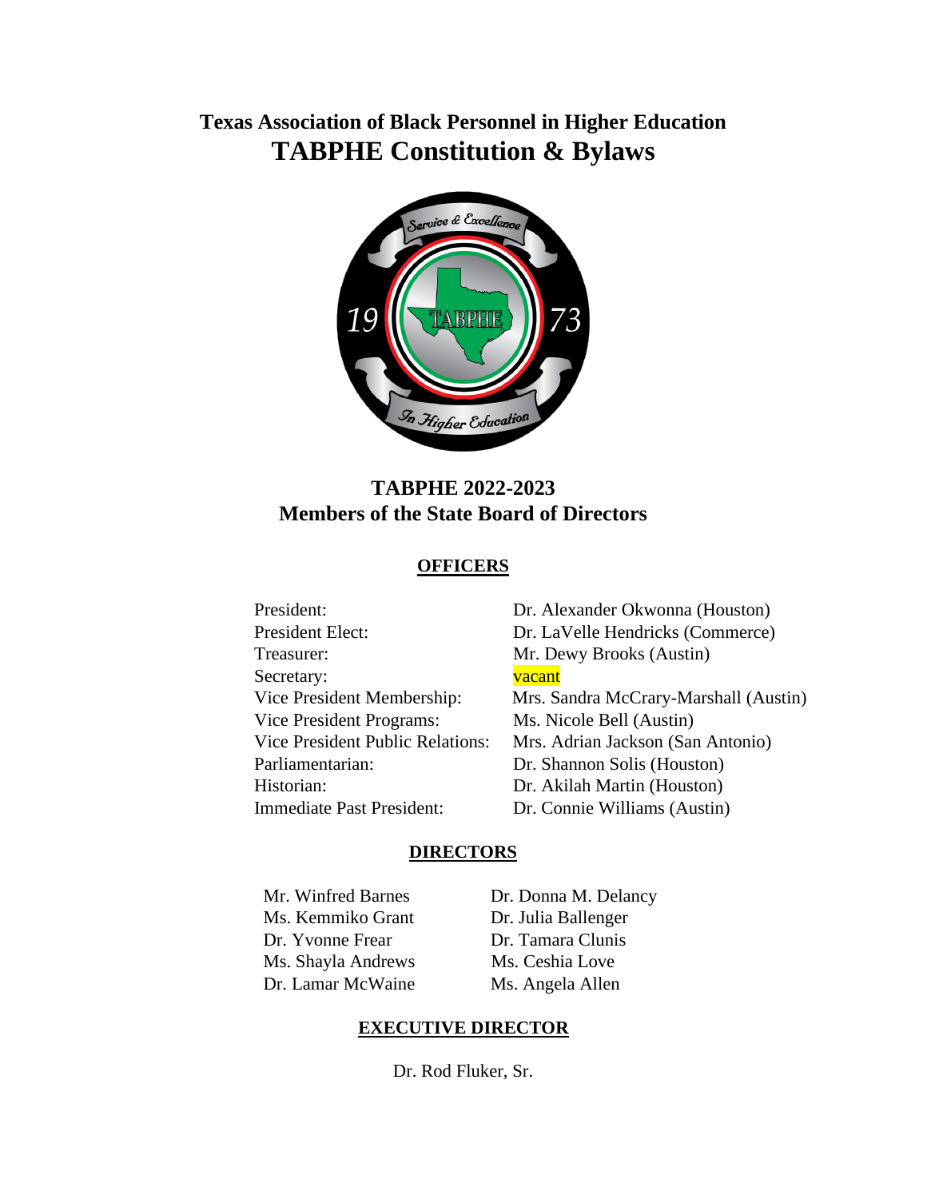# Texas Association of Black Personnel in Higher Education
# TABPHE Constitution & Bylaws

## TABPHE 2022-2023
## Members of the State Board of Directors

### OFFICERS

| | |
|---|---|
| President: | Dr. Alexander Okwonna (Houston) |
| President Elect: | Dr. LaVelle Hendricks (Commerce) |
| Treasurer: | Mr. Dewy Brooks (Austin) |
| Secretary: | vacant |
| Vice President Membership: | Mrs. Sandra McCrary-Marshall (Austin) |
| Vice President Programs: | Ms. Nicole Bell (Austin) |
| Vice President Public Relations: | Mrs. Adrian Jackson (San Antonio) |
| Parliamentarian: | Dr. Shannon Solis (Houston) |
| Historian: | Dr. Akilah Martin (Houston) |
| Immediate Past President: | Dr. Connie Williams (Austin) |

### DIRECTORS

| | |
|---|---|
| Mr. Winfred Barnes | Dr. Donna M. Delancy |
| Ms. Kemmiko Grant | Dr. Julia Ballenger |
| Dr. Yvonne Frear | Dr. Tamara Clunis |
| Ms. Shayla Andrews | Ms. Ceshia Love |
| Dr. Lamar McWaine | Ms. Angela Allen |

### EXECUTIVE DIRECTOR

Dr. Rod Fluker, Sr.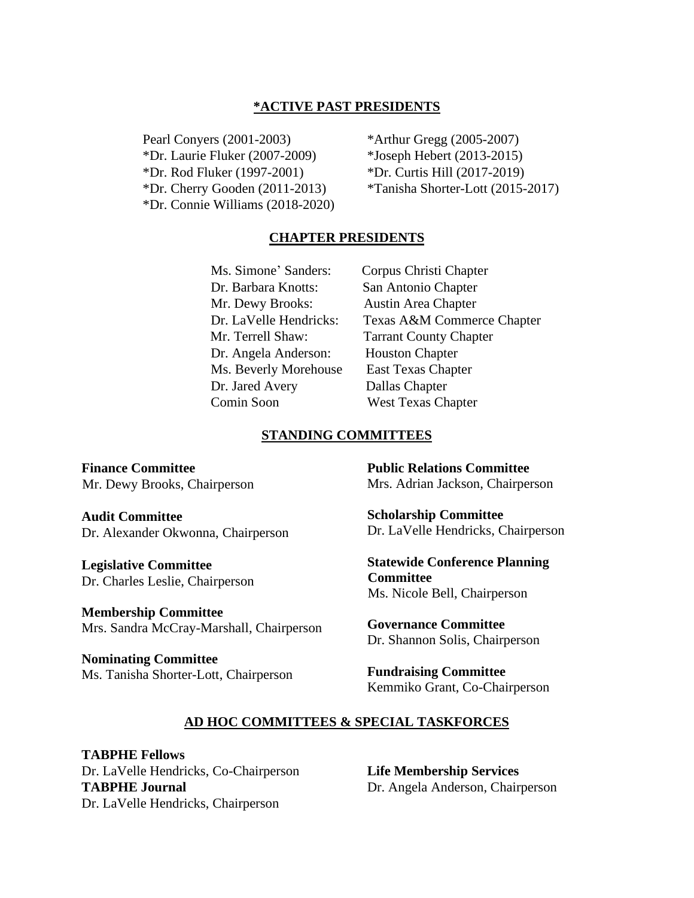## *ACTIVE PAST PRESIDENTS

Pearl Conyers (2001-2003)
*Dr. Laurie Fluker (2007-2009)
*Dr. Rod Fluker (1997-2001)
*Dr. Cherry Gooden (2011-2013)
*Dr. Connie Williams (2018-2020)
*Arthur Gregg (2005-2007)
*Joseph Hebert (2013-2015)
*Dr. Curtis Hill (2017-2019)
*Tanisha Shorter-Lott (2015-2017)

## CHAPTER PRESIDENTS

Ms. Simone' Sanders: Corpus Christi Chapter
Dr. Barbara Knotts: San Antonio Chapter
Mr. Dewy Brooks: Austin Area Chapter
Dr. LaVelle Hendricks: Texas A&M Commerce Chapter
Mr. Terrell Shaw: Tarrant County Chapter
Dr. Angela Anderson: Houston Chapter
Ms. Beverly Morehouse East Texas Chapter
Dr. Jared Avery Dallas Chapter
Comin Soon West Texas Chapter

## STANDING COMMITTEES

**Finance Committee**
Mr. Dewy Brooks, Chairperson

**Audit Committee**
Dr. Alexander Okwonna, Chairperson

**Legislative Committee**
Dr. Charles Leslie, Chairperson

**Membership Committee**
Mrs. Sandra McCray-Marshall, Chairperson

**Nominating Committee**
Ms. Tanisha Shorter-Lott, Chairperson

**Public Relations Committee**
Mrs. Adrian Jackson, Chairperson

**Scholarship Committee**
Dr. LaVelle Hendricks, Chairperson

**Statewide Conference Planning Committee**
Ms. Nicole Bell, Chairperson

**Governance Committee**
Dr. Shannon Solis, Chairperson

**Fundraising Committee**
Kemmiko Grant, Co-Chairperson

## AD HOC COMMITTEES & SPECIAL TASKFORCES

**TABPHE Fellows**
Dr. LaVelle Hendricks, Co-Chairperson
**TABPHE Journal**
Dr. LaVelle Hendricks, Chairperson

**Life Membership Services**
Dr. Angela Anderson, Chairperson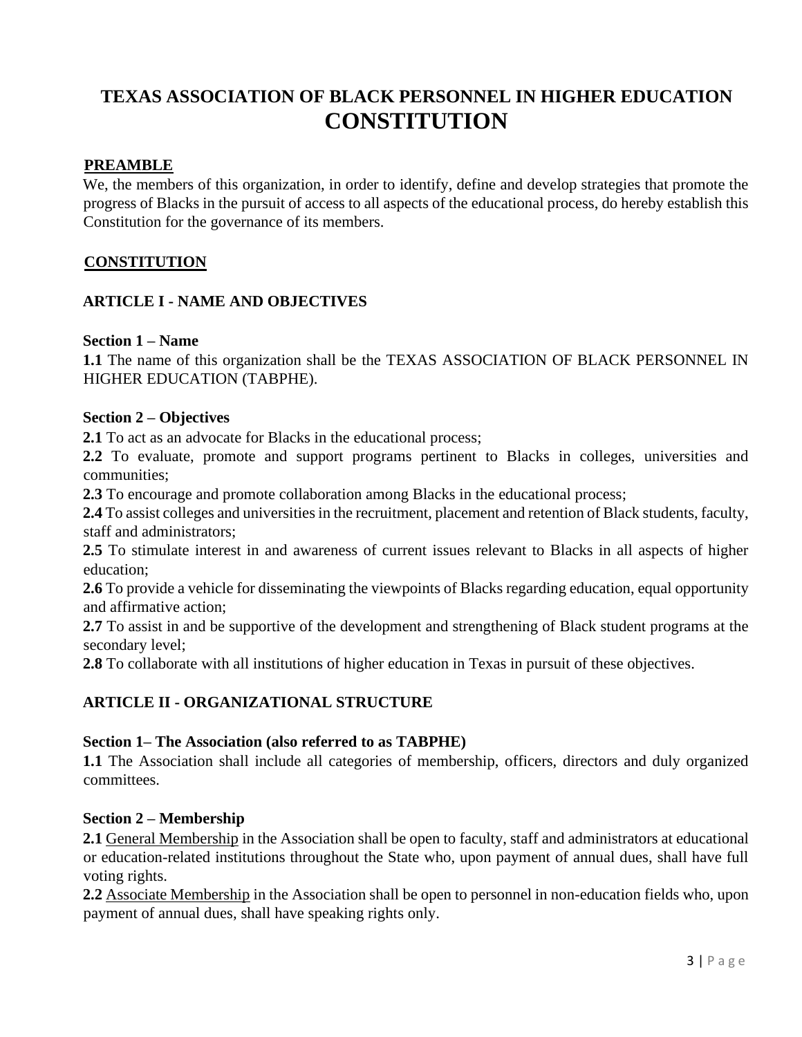# TEXAS ASSOCIATION OF BLACK PERSONNEL IN HIGHER EDUCATION CONSTITUTION

## PREAMBLE

We, the members of this organization, in order to identify, define and develop strategies that promote the progress of Blacks in the pursuit of access to all aspects of the educational process, do hereby establish this Constitution for the governance of its members.

## CONSTITUTION

### ARTICLE I - NAME AND OBJECTIVES

**Section 1 – Name**

**1.1** The name of this organization shall be the TEXAS ASSOCIATION OF BLACK PERSONNEL IN HIGHER EDUCATION (TABPHE).

**Section 2 – Objectives**

**2.1** To act as an advocate for Blacks in the educational process;
**2.2** To evaluate, promote and support programs pertinent to Blacks in colleges, universities and communities;
**2.3** To encourage and promote collaboration among Blacks in the educational process;
**2.4** To assist colleges and universities in the recruitment, placement and retention of Black students, faculty, staff and administrators;
**2.5** To stimulate interest in and awareness of current issues relevant to Blacks in all aspects of higher education;
**2.6** To provide a vehicle for disseminating the viewpoints of Blacks regarding education, equal opportunity and affirmative action;
**2.7** To assist in and be supportive of the development and strengthening of Black student programs at the secondary level;
**2.8** To collaborate with all institutions of higher education in Texas in pursuit of these objectives.

### ARTICLE II - ORGANIZATIONAL STRUCTURE

**Section 1– The Association (also referred to as TABPHE)**

**1.1** The Association shall include all categories of membership, officers, directors and duly organized committees.

**Section 2 – Membership**

**2.1** General Membership in the Association shall be open to faculty, staff and administrators at educational or education-related institutions throughout the State who, upon payment of annual dues, shall have full voting rights.
**2.2** Associate Membership in the Association shall be open to personnel in non-education fields who, upon payment of annual dues, shall have speaking rights only.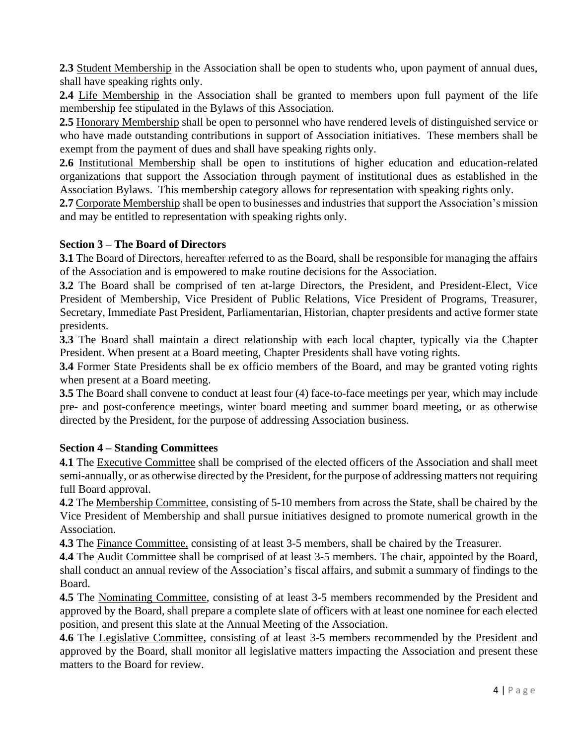**2.3** Student Membership in the Association shall be open to students who, upon payment of annual dues, shall have speaking rights only.

**2.4** Life Membership in the Association shall be granted to members upon full payment of the life membership fee stipulated in the Bylaws of this Association.

**2.5** Honorary Membership shall be open to personnel who have rendered levels of distinguished service or who have made outstanding contributions in support of Association initiatives. These members shall be exempt from the payment of dues and shall have speaking rights only.

**2.6** Institutional Membership shall be open to institutions of higher education and education-related organizations that support the Association through payment of institutional dues as established in the Association Bylaws. This membership category allows for representation with speaking rights only.

**2.7** Corporate Membership shall be open to businesses and industries that support the Association's mission and may be entitled to representation with speaking rights only.

**Section 3 – The Board of Directors**

**3.1** The Board of Directors, hereafter referred to as the Board, shall be responsible for managing the affairs of the Association and is empowered to make routine decisions for the Association.

**3.2** The Board shall be comprised of ten at-large Directors, the President, and President-Elect, Vice President of Membership, Vice President of Public Relations, Vice President of Programs, Treasurer, Secretary, Immediate Past President, Parliamentarian, Historian, chapter presidents and active former state presidents.

**3.3** The Board shall maintain a direct relationship with each local chapter, typically via the Chapter President. When present at a Board meeting, Chapter Presidents shall have voting rights.

**3.4** Former State Presidents shall be ex officio members of the Board, and may be granted voting rights when present at a Board meeting.

**3.5** The Board shall convene to conduct at least four (4) face-to-face meetings per year, which may include pre- and post-conference meetings, winter board meeting and summer board meeting, or as otherwise directed by the President, for the purpose of addressing Association business.

**Section 4 – Standing Committees**

**4.1** The Executive Committee shall be comprised of the elected officers of the Association and shall meet semi-annually, or as otherwise directed by the President, for the purpose of addressing matters not requiring full Board approval.

**4.2** The Membership Committee, consisting of 5-10 members from across the State, shall be chaired by the Vice President of Membership and shall pursue initiatives designed to promote numerical growth in the Association.

**4.3** The Finance Committee, consisting of at least 3-5 members, shall be chaired by the Treasurer.

**4.4** The Audit Committee shall be comprised of at least 3-5 members. The chair, appointed by the Board, shall conduct an annual review of the Association's fiscal affairs, and submit a summary of findings to the Board.

**4.5** The Nominating Committee, consisting of at least 3-5 members recommended by the President and approved by the Board, shall prepare a complete slate of officers with at least one nominee for each elected position, and present this slate at the Annual Meeting of the Association.

**4.6** The Legislative Committee, consisting of at least 3-5 members recommended by the President and approved by the Board, shall monitor all legislative matters impacting the Association and present these matters to the Board for review.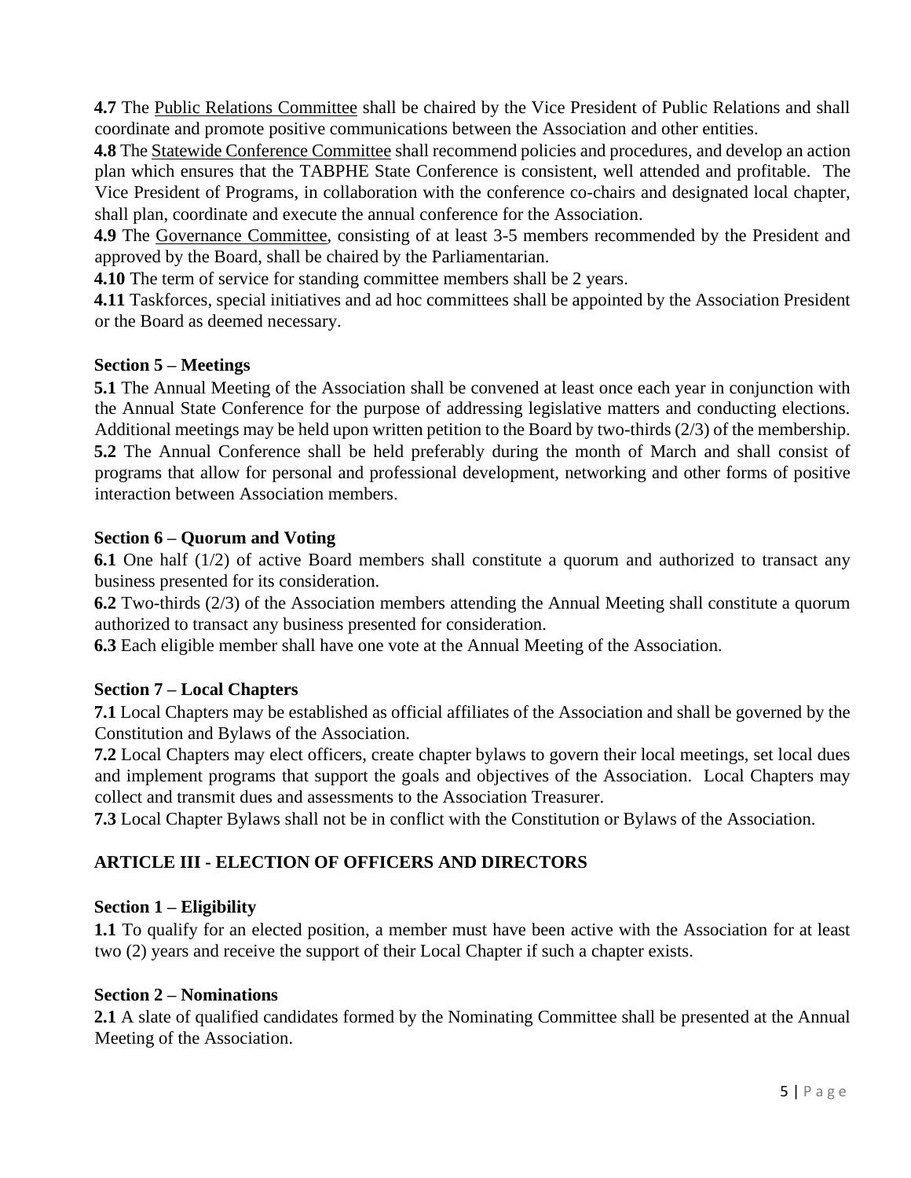**4.7** The Public Relations Committee shall be chaired by the Vice President of Public Relations and shall coordinate and promote positive communications between the Association and other entities.

**4.8** The Statewide Conference Committee shall recommend policies and procedures, and develop an action plan which ensures that the TABPHE State Conference is consistent, well attended and profitable. The Vice President of Programs, in collaboration with the conference co-chairs and designated local chapter, shall plan, coordinate and execute the annual conference for the Association.

**4.9** The Governance Committee, consisting of at least 3-5 members recommended by the President and approved by the Board, shall be chaired by the Parliamentarian.

**4.10** The term of service for standing committee members shall be 2 years.

**4.11** Taskforces, special initiatives and ad hoc committees shall be appointed by the Association President or the Board as deemed necessary.

**Section 5 – Meetings**

**5.1** The Annual Meeting of the Association shall be convened at least once each year in conjunction with the Annual State Conference for the purpose of addressing legislative matters and conducting elections. Additional meetings may be held upon written petition to the Board by two-thirds (2/3) of the membership.

**5.2** The Annual Conference shall be held preferably during the month of March and shall consist of programs that allow for personal and professional development, networking and other forms of positive interaction between Association members.

**Section 6 – Quorum and Voting**

**6.1** One half (1/2) of active Board members shall constitute a quorum and authorized to transact any business presented for its consideration.

**6.2** Two-thirds (2/3) of the Association members attending the Annual Meeting shall constitute a quorum authorized to transact any business presented for consideration.

**6.3** Each eligible member shall have one vote at the Annual Meeting of the Association.

**Section 7 – Local Chapters**

**7.1** Local Chapters may be established as official affiliates of the Association and shall be governed by the Constitution and Bylaws of the Association.

**7.2** Local Chapters may elect officers, create chapter bylaws to govern their local meetings, set local dues and implement programs that support the goals and objectives of the Association. Local Chapters may collect and transmit dues and assessments to the Association Treasurer.

**7.3** Local Chapter Bylaws shall not be in conflict with the Constitution or Bylaws of the Association.

## ARTICLE III - ELECTION OF OFFICERS AND DIRECTORS

**Section 1 – Eligibility**

**1.1** To qualify for an elected position, a member must have been active with the Association for at least two (2) years and receive the support of their Local Chapter if such a chapter exists.

**Section 2 – Nominations**

**2.1** A slate of qualified candidates formed by the Nominating Committee shall be presented at the Annual Meeting of the Association.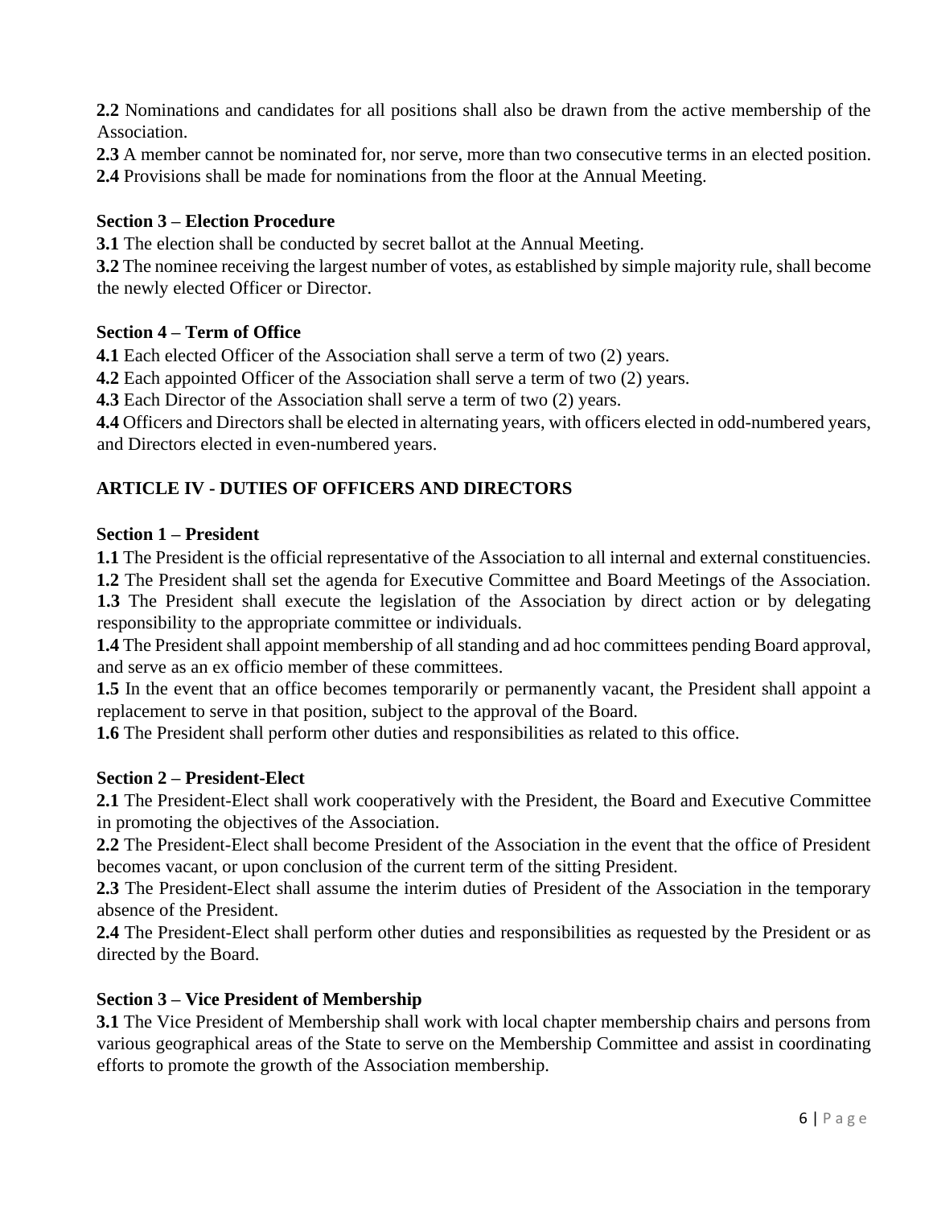**2.2** Nominations and candidates for all positions shall also be drawn from the active membership of the Association.
**2.3** A member cannot be nominated for, nor serve, more than two consecutive terms in an elected position.
**2.4** Provisions shall be made for nominations from the floor at the Annual Meeting.

### Section 3 – Election Procedure

**3.1** The election shall be conducted by secret ballot at the Annual Meeting.
**3.2** The nominee receiving the largest number of votes, as established by simple majority rule, shall become the newly elected Officer or Director.

### Section 4 – Term of Office

**4.1** Each elected Officer of the Association shall serve a term of two (2) years.
**4.2** Each appointed Officer of the Association shall serve a term of two (2) years.
**4.3** Each Director of the Association shall serve a term of two (2) years.
**4.4** Officers and Directors shall be elected in alternating years, with officers elected in odd-numbered years, and Directors elected in even-numbered years.

## ARTICLE IV - DUTIES OF OFFICERS AND DIRECTORS

### Section 1 – President

**1.1** The President is the official representative of the Association to all internal and external constituencies.
**1.2** The President shall set the agenda for Executive Committee and Board Meetings of the Association.
**1.3** The President shall execute the legislation of the Association by direct action or by delegating responsibility to the appropriate committee or individuals.
**1.4** The President shall appoint membership of all standing and ad hoc committees pending Board approval, and serve as an ex officio member of these committees.
**1.5** In the event that an office becomes temporarily or permanently vacant, the President shall appoint a replacement to serve in that position, subject to the approval of the Board.
**1.6** The President shall perform other duties and responsibilities as related to this office.

### Section 2 – President-Elect

**2.1** The President-Elect shall work cooperatively with the President, the Board and Executive Committee in promoting the objectives of the Association.
**2.2** The President-Elect shall become President of the Association in the event that the office of President becomes vacant, or upon conclusion of the current term of the sitting President.
**2.3** The President-Elect shall assume the interim duties of President of the Association in the temporary absence of the President.
**2.4** The President-Elect shall perform other duties and responsibilities as requested by the President or as directed by the Board.

### Section 3 – Vice President of Membership

**3.1** The Vice President of Membership shall work with local chapter membership chairs and persons from various geographical areas of the State to serve on the Membership Committee and assist in coordinating efforts to promote the growth of the Association membership.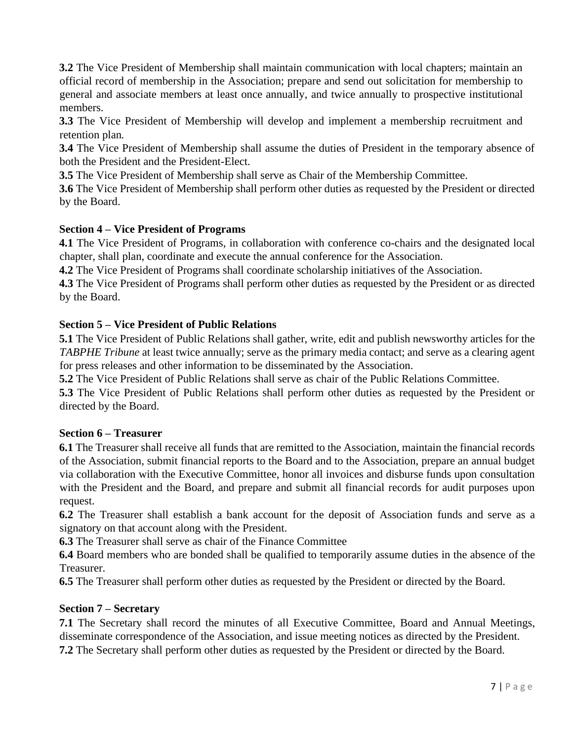**3.2** The Vice President of Membership shall maintain communication with local chapters; maintain an official record of membership in the Association; prepare and send out solicitation for membership to general and associate members at least once annually, and twice annually to prospective institutional members.

**3.3** The Vice President of Membership will develop and implement a membership recruitment and retention plan.

**3.4** The Vice President of Membership shall assume the duties of President in the temporary absence of both the President and the President-Elect.

**3.5** The Vice President of Membership shall serve as Chair of the Membership Committee.

**3.6** The Vice President of Membership shall perform other duties as requested by the President or directed by the Board.

**Section 4 – Vice President of Programs**

**4.1** The Vice President of Programs, in collaboration with conference co-chairs and the designated local chapter, shall plan, coordinate and execute the annual conference for the Association.

**4.2** The Vice President of Programs shall coordinate scholarship initiatives of the Association.

**4.3** The Vice President of Programs shall perform other duties as requested by the President or as directed by the Board.

**Section 5 – Vice President of Public Relations**

**5.1** The Vice President of Public Relations shall gather, write, edit and publish newsworthy articles for the *TABPHE Tribune* at least twice annually; serve as the primary media contact; and serve as a clearing agent for press releases and other information to be disseminated by the Association.

**5.2** The Vice President of Public Relations shall serve as chair of the Public Relations Committee.

**5.3** The Vice President of Public Relations shall perform other duties as requested by the President or directed by the Board.

**Section 6 – Treasurer**

**6.1** The Treasurer shall receive all funds that are remitted to the Association, maintain the financial records of the Association, submit financial reports to the Board and to the Association, prepare an annual budget via collaboration with the Executive Committee, honor all invoices and disburse funds upon consultation with the President and the Board, and prepare and submit all financial records for audit purposes upon request.

**6.2** The Treasurer shall establish a bank account for the deposit of Association funds and serve as a signatory on that account along with the President.

**6.3** The Treasurer shall serve as chair of the Finance Committee

**6.4** Board members who are bonded shall be qualified to temporarily assume duties in the absence of the Treasurer.

**6.5** The Treasurer shall perform other duties as requested by the President or directed by the Board.

**Section 7 – Secretary**

**7.1** The Secretary shall record the minutes of all Executive Committee, Board and Annual Meetings, disseminate correspondence of the Association, and issue meeting notices as directed by the President.

**7.2** The Secretary shall perform other duties as requested by the President or directed by the Board.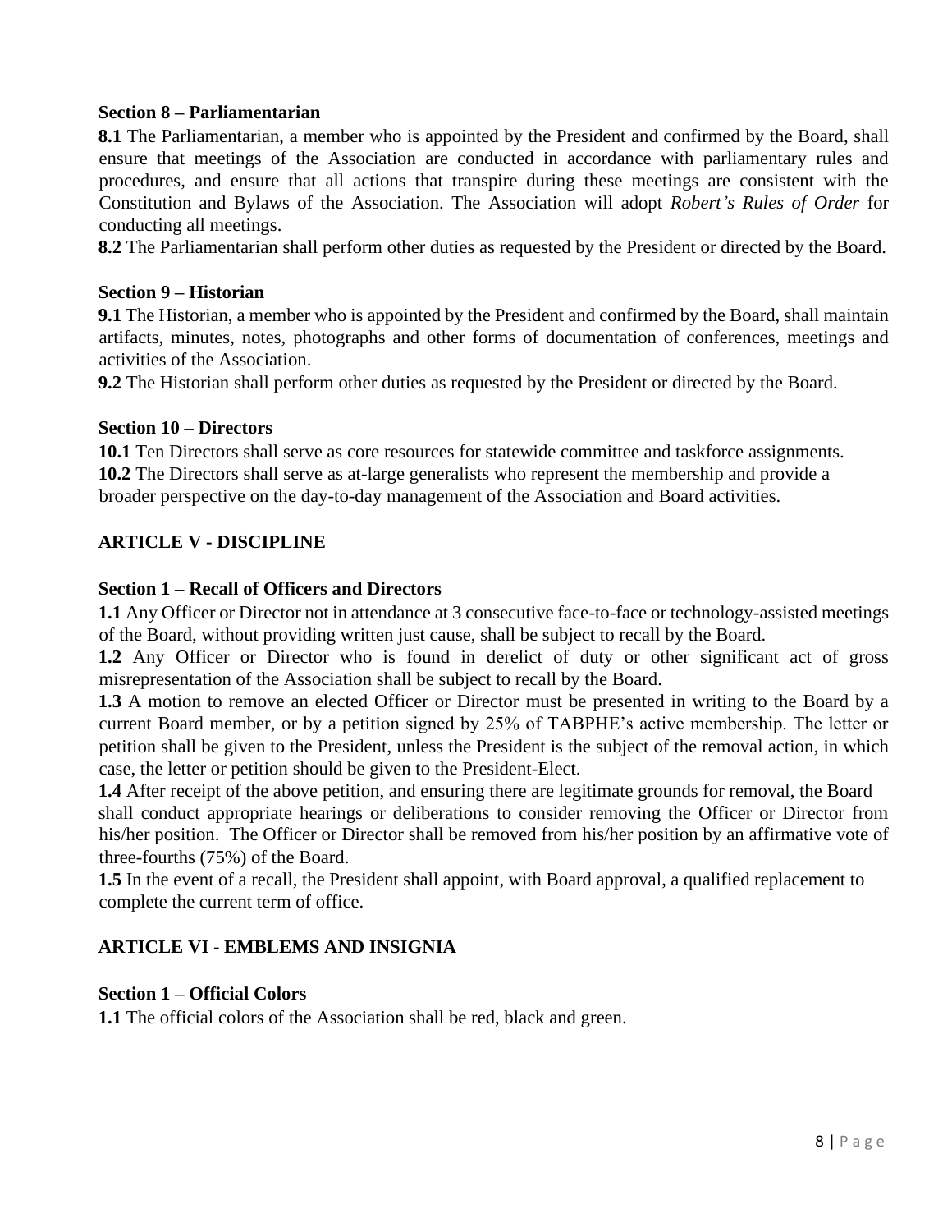### Section 8 – Parliamentarian

**8.1** The Parliamentarian, a member who is appointed by the President and confirmed by the Board, shall ensure that meetings of the Association are conducted in accordance with parliamentary rules and procedures, and ensure that all actions that transpire during these meetings are consistent with the Constitution and Bylaws of the Association. The Association will adopt *Robert's Rules of Order* for conducting all meetings.

**8.2** The Parliamentarian shall perform other duties as requested by the President or directed by the Board.

### Section 9 – Historian

**9.1** The Historian, a member who is appointed by the President and confirmed by the Board, shall maintain artifacts, minutes, notes, photographs and other forms of documentation of conferences, meetings and activities of the Association.

**9.2** The Historian shall perform other duties as requested by the President or directed by the Board.

### Section 10 – Directors

**10.1** Ten Directors shall serve as core resources for statewide committee and taskforce assignments.

**10.2** The Directors shall serve as at-large generalists who represent the membership and provide a broader perspective on the day-to-day management of the Association and Board activities.

## ARTICLE V - DISCIPLINE

### Section 1 – Recall of Officers and Directors

**1.1** Any Officer or Director not in attendance at 3 consecutive face-to-face or technology-assisted meetings of the Board, without providing written just cause, shall be subject to recall by the Board.

**1.2** Any Officer or Director who is found in derelict of duty or other significant act of gross misrepresentation of the Association shall be subject to recall by the Board.

**1.3** A motion to remove an elected Officer or Director must be presented in writing to the Board by a current Board member, or by a petition signed by 25% of TABPHE's active membership. The letter or petition shall be given to the President, unless the President is the subject of the removal action, in which case, the letter or petition should be given to the President-Elect.

**1.4** After receipt of the above petition, and ensuring there are legitimate grounds for removal, the Board shall conduct appropriate hearings or deliberations to consider removing the Officer or Director from his/her position. The Officer or Director shall be removed from his/her position by an affirmative vote of three-fourths (75%) of the Board.

**1.5** In the event of a recall, the President shall appoint, with Board approval, a qualified replacement to complete the current term of office.

## ARTICLE VI - EMBLEMS AND INSIGNIA

### Section 1 – Official Colors

**1.1** The official colors of the Association shall be red, black and green.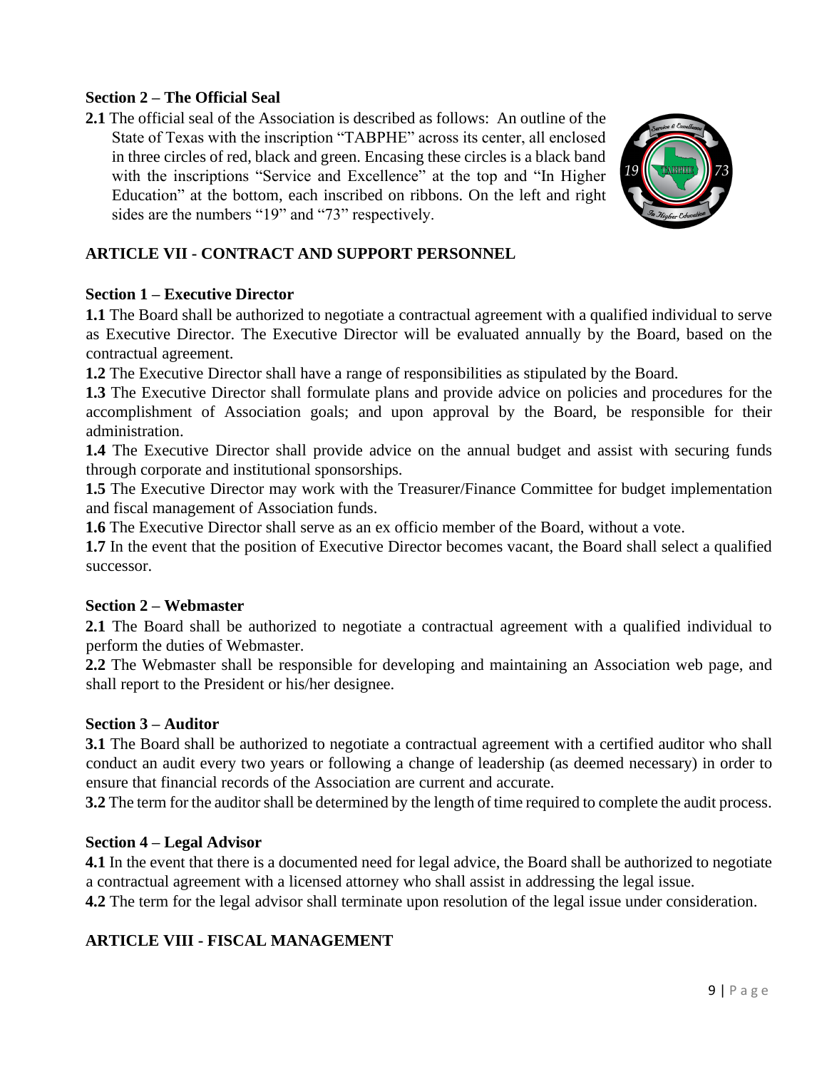### Section 2 – The Official Seal

**2.1** The official seal of the Association is described as follows: An outline of the State of Texas with the inscription "TABPHE" across its center, all enclosed in three circles of red, black and green. Encasing these circles is a black band with the inscriptions "Service and Excellence" at the top and "In Higher Education" at the bottom, each inscribed on ribbons. On the left and right sides are the numbers "19" and "73" respectively.

## ARTICLE VII - CONTRACT AND SUPPORT PERSONNEL

### Section 1 – Executive Director

**1.1** The Board shall be authorized to negotiate a contractual agreement with a qualified individual to serve as Executive Director. The Executive Director will be evaluated annually by the Board, based on the contractual agreement.

**1.2** The Executive Director shall have a range of responsibilities as stipulated by the Board.

**1.3** The Executive Director shall formulate plans and provide advice on policies and procedures for the accomplishment of Association goals; and upon approval by the Board, be responsible for their administration.

**1.4** The Executive Director shall provide advice on the annual budget and assist with securing funds through corporate and institutional sponsorships.

**1.5** The Executive Director may work with the Treasurer/Finance Committee for budget implementation and fiscal management of Association funds.

**1.6** The Executive Director shall serve as an ex officio member of the Board, without a vote.

**1.7** In the event that the position of Executive Director becomes vacant, the Board shall select a qualified successor.

### Section 2 – Webmaster

**2.1** The Board shall be authorized to negotiate a contractual agreement with a qualified individual to perform the duties of Webmaster.

**2.2** The Webmaster shall be responsible for developing and maintaining an Association web page, and shall report to the President or his/her designee.

### Section 3 – Auditor

**3.1** The Board shall be authorized to negotiate a contractual agreement with a certified auditor who shall conduct an audit every two years or following a change of leadership (as deemed necessary) in order to ensure that financial records of the Association are current and accurate.

**3.2** The term for the auditor shall be determined by the length of time required to complete the audit process.

### Section 4 – Legal Advisor

**4.1** In the event that there is a documented need for legal advice, the Board shall be authorized to negotiate a contractual agreement with a licensed attorney who shall assist in addressing the legal issue.

**4.2** The term for the legal advisor shall terminate upon resolution of the legal issue under consideration.

## ARTICLE VIII - FISCAL MANAGEMENT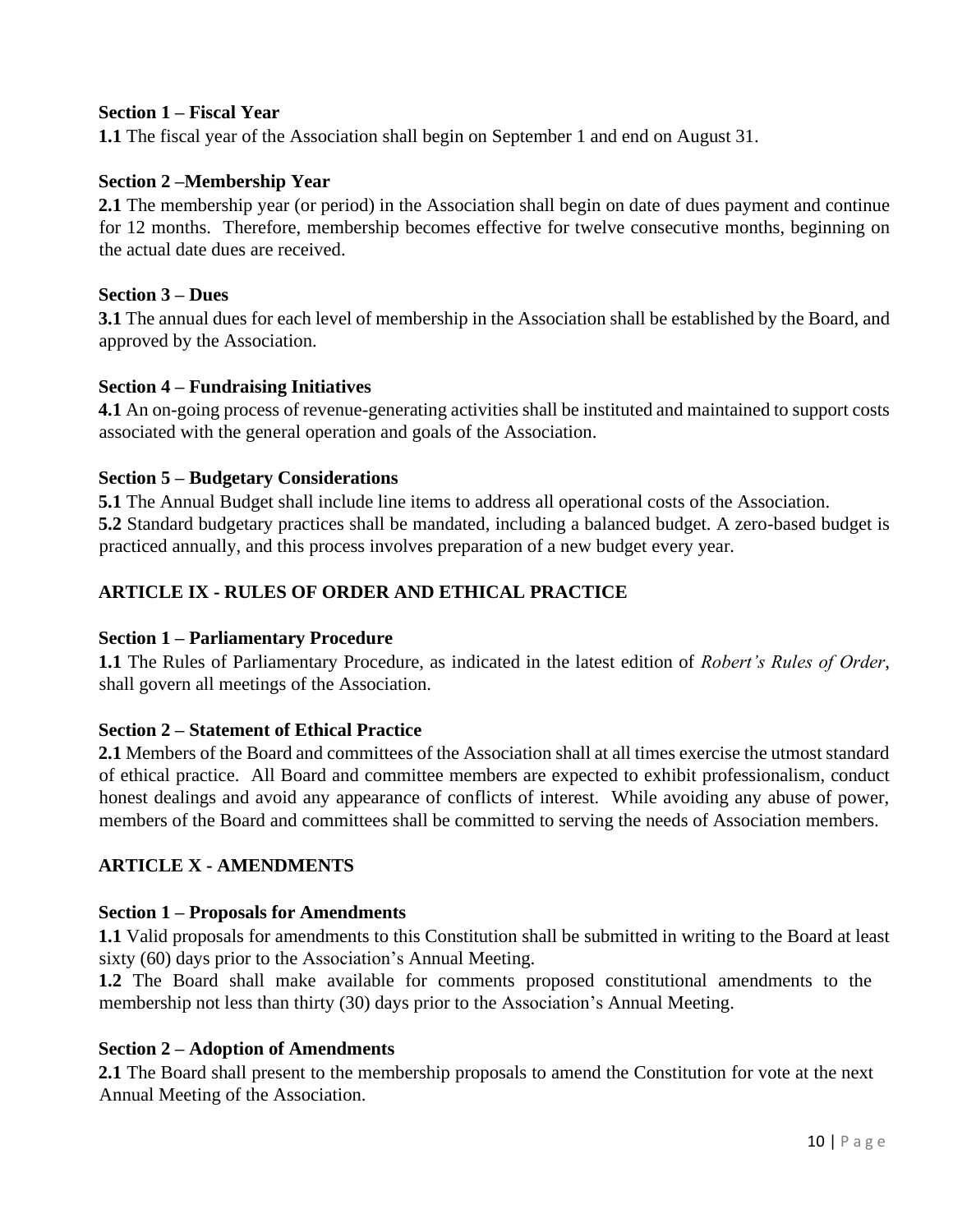### Section 1 – Fiscal Year

**1.1** The fiscal year of the Association shall begin on September 1 and end on August 31.

### Section 2 –Membership Year

**2.1** The membership year (or period) in the Association shall begin on date of dues payment and continue for 12 months. Therefore, membership becomes effective for twelve consecutive months, beginning on the actual date dues are received.

### Section 3 – Dues

**3.1** The annual dues for each level of membership in the Association shall be established by the Board, and approved by the Association.

### Section 4 – Fundraising Initiatives

**4.1** An on-going process of revenue-generating activities shall be instituted and maintained to support costs associated with the general operation and goals of the Association.

### Section 5 – Budgetary Considerations

**5.1** The Annual Budget shall include line items to address all operational costs of the Association.
**5.2** Standard budgetary practices shall be mandated, including a balanced budget. A zero-based budget is practiced annually, and this process involves preparation of a new budget every year.

## ARTICLE IX - RULES OF ORDER AND ETHICAL PRACTICE

### Section 1 – Parliamentary Procedure

**1.1** The Rules of Parliamentary Procedure, as indicated in the latest edition of *Robert's Rules of Order*, shall govern all meetings of the Association.

### Section 2 – Statement of Ethical Practice

**2.1** Members of the Board and committees of the Association shall at all times exercise the utmost standard of ethical practice. All Board and committee members are expected to exhibit professionalism, conduct honest dealings and avoid any appearance of conflicts of interest. While avoiding any abuse of power, members of the Board and committees shall be committed to serving the needs of Association members.

## ARTICLE X - AMENDMENTS

### Section 1 – Proposals for Amendments

**1.1** Valid proposals for amendments to this Constitution shall be submitted in writing to the Board at least sixty (60) days prior to the Association's Annual Meeting.
**1.2** The Board shall make available for comments proposed constitutional amendments to the membership not less than thirty (30) days prior to the Association's Annual Meeting.

### Section 2 – Adoption of Amendments

**2.1** The Board shall present to the membership proposals to amend the Constitution for vote at the next Annual Meeting of the Association.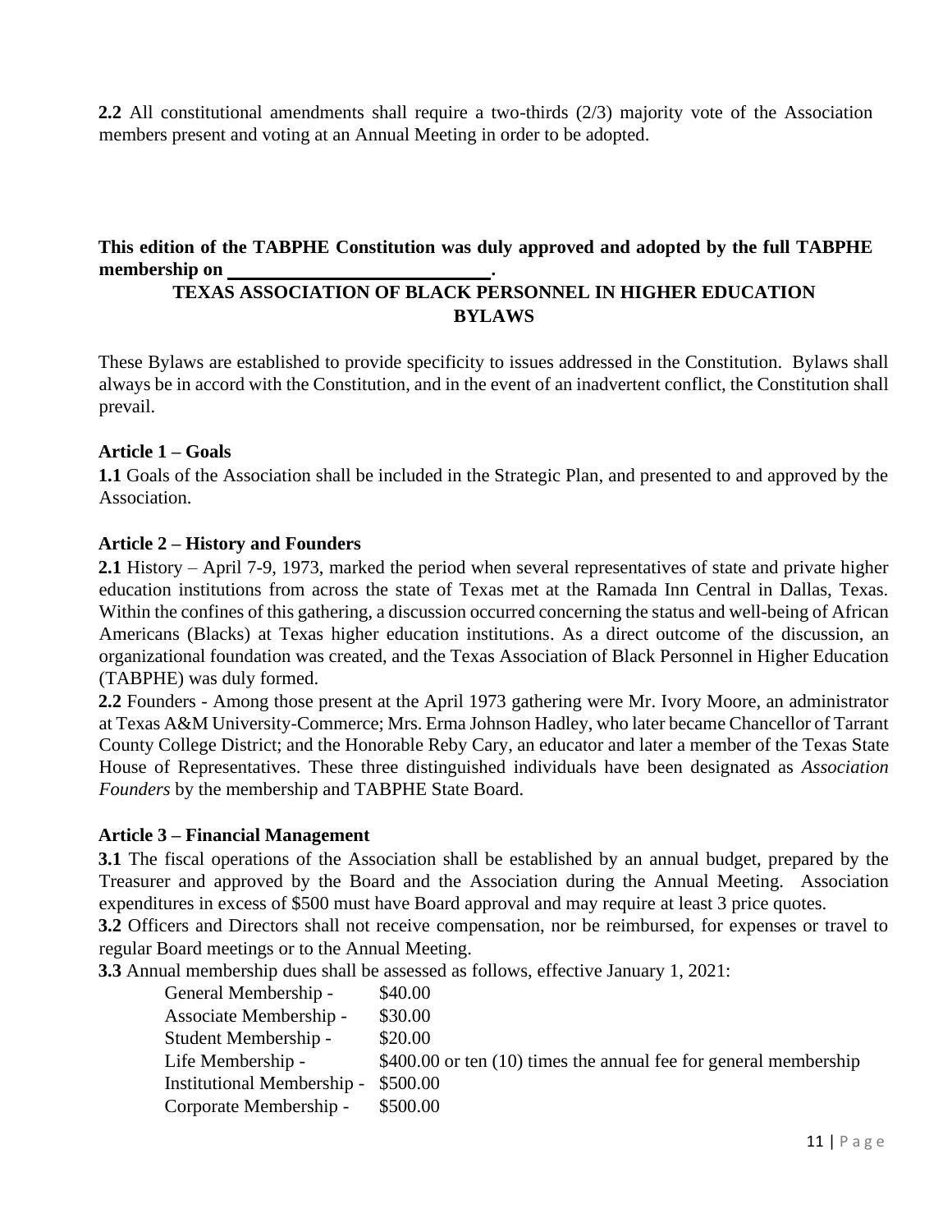**2.2** All constitutional amendments shall require a two-thirds (2/3) majority vote of the Association members present and voting at an Annual Meeting in order to be adopted.

**This edition of the TABPHE Constitution was duly approved and adopted by the full TABPHE membership on \_\_\_\_\_\_\_\_\_\_\_\_\_\_\_\_\_\_\_\_\_\_\_\_\_\_\_\_.**

# TEXAS ASSOCIATION OF BLACK PERSONNEL IN HIGHER EDUCATION BYLAWS

These Bylaws are established to provide specificity to issues addressed in the Constitution. Bylaws shall always be in accord with the Constitution, and in the event of an inadvertent conflict, the Constitution shall prevail.

### Article 1 – Goals

**1.1** Goals of the Association shall be included in the Strategic Plan, and presented to and approved by the Association.

### Article 2 – History and Founders

**2.1** History – April 7-9, 1973, marked the period when several representatives of state and private higher education institutions from across the state of Texas met at the Ramada Inn Central in Dallas, Texas. Within the confines of this gathering, a discussion occurred concerning the status and well-being of African Americans (Blacks) at Texas higher education institutions. As a direct outcome of the discussion, an organizational foundation was created, and the Texas Association of Black Personnel in Higher Education (TABPHE) was duly formed.

**2.2** Founders - Among those present at the April 1973 gathering were Mr. Ivory Moore, an administrator at Texas A&M University-Commerce; Mrs. Erma Johnson Hadley, who later became Chancellor of Tarrant County College District; and the Honorable Reby Cary, an educator and later a member of the Texas State House of Representatives. These three distinguished individuals have been designated as *Association Founders* by the membership and TABPHE State Board.

### Article 3 – Financial Management

**3.1** The fiscal operations of the Association shall be established by an annual budget, prepared by the Treasurer and approved by the Board and the Association during the Annual Meeting. Association expenditures in excess of $500 must have Board approval and may require at least 3 price quotes.

**3.2** Officers and Directors shall not receive compensation, nor be reimbursed, for expenses or travel to regular Board meetings or to the Annual Meeting.

**3.3** Annual membership dues shall be assessed as follows, effective January 1, 2021:

| Membership | Dues |
|---|---|
| General Membership - | $40.00 |
| Associate Membership - | $30.00 |
| Student Membership - | $20.00 |
| Life Membership - | $400.00 or ten (10) times the annual fee for general membership |
| Institutional Membership - | $500.00 |
| Corporate Membership - | $500.00 |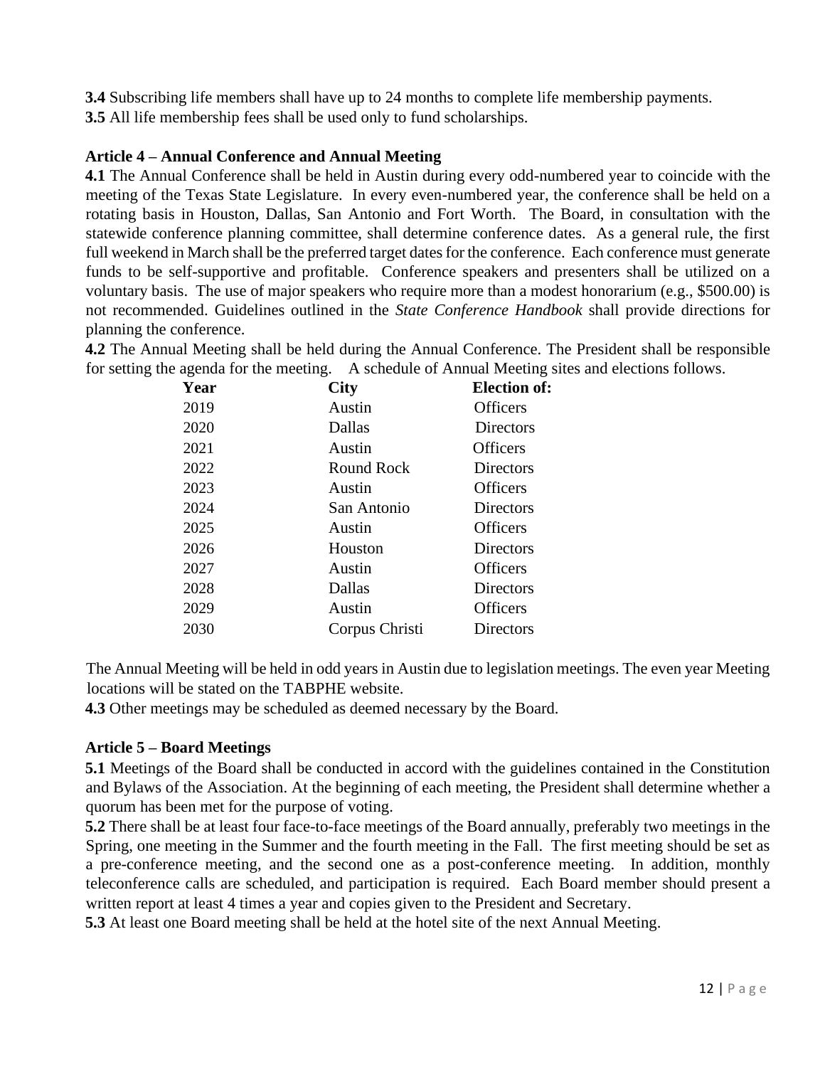**3.4** Subscribing life members shall have up to 24 months to complete life membership payments.
**3.5** All life membership fees shall be used only to fund scholarships.

### Article 4 – Annual Conference and Annual Meeting

**4.1** The Annual Conference shall be held in Austin during every odd-numbered year to coincide with the meeting of the Texas State Legislature. In every even-numbered year, the conference shall be held on a rotating basis in Houston, Dallas, San Antonio and Fort Worth. The Board, in consultation with the statewide conference planning committee, shall determine conference dates. As a general rule, the first full weekend in March shall be the preferred target dates for the conference. Each conference must generate funds to be self-supportive and profitable. Conference speakers and presenters shall be utilized on a voluntary basis. The use of major speakers who require more than a modest honorarium (e.g., $500.00) is not recommended. Guidelines outlined in the *State Conference Handbook* shall provide directions for planning the conference.

**4.2** The Annual Meeting shall be held during the Annual Conference. The President shall be responsible for setting the agenda for the meeting. A schedule of Annual Meeting sites and elections follows.

| Year | City | Election of: |
|---|---|---|
| 2019 | Austin | Officers |
| 2020 | Dallas | Directors |
| 2021 | Austin | Officers |
| 2022 | Round Rock | Directors |
| 2023 | Austin | Officers |
| 2024 | San Antonio | Directors |
| 2025 | Austin | Officers |
| 2026 | Houston | Directors |
| 2027 | Austin | Officers |
| 2028 | Dallas | Directors |
| 2029 | Austin | Officers |
| 2030 | Corpus Christi | Directors |

The Annual Meeting will be held in odd years in Austin due to legislation meetings. The even year Meeting locations will be stated on the TABPHE website.

**4.3** Other meetings may be scheduled as deemed necessary by the Board.

### Article 5 – Board Meetings

**5.1** Meetings of the Board shall be conducted in accord with the guidelines contained in the Constitution and Bylaws of the Association. At the beginning of each meeting, the President shall determine whether a quorum has been met for the purpose of voting.

**5.2** There shall be at least four face-to-face meetings of the Board annually, preferably two meetings in the Spring, one meeting in the Summer and the fourth meeting in the Fall. The first meeting should be set as a pre-conference meeting, and the second one as a post-conference meeting. In addition, monthly teleconference calls are scheduled, and participation is required. Each Board member should present a written report at least 4 times a year and copies given to the President and Secretary.

**5.3** At least one Board meeting shall be held at the hotel site of the next Annual Meeting.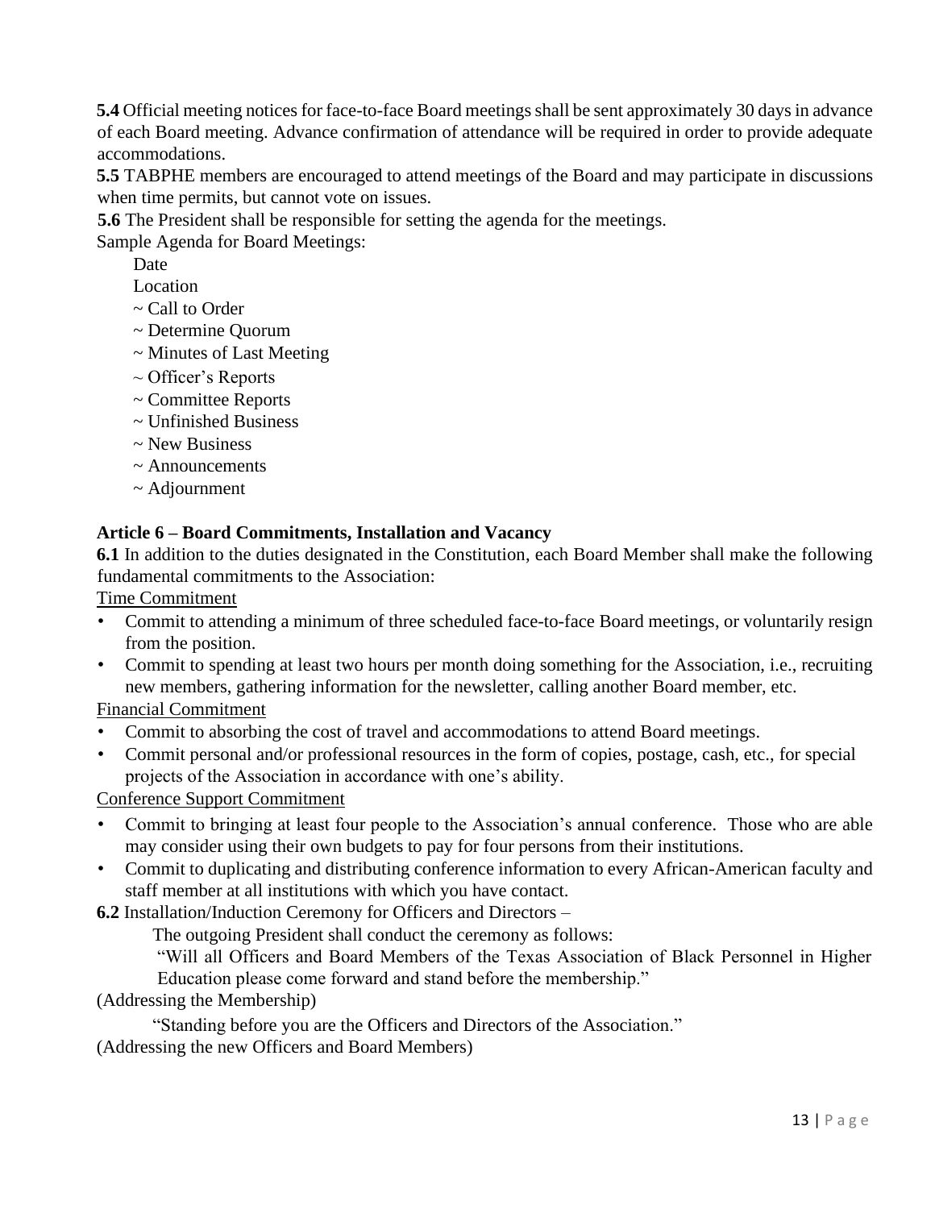**5.4** Official meeting notices for face-to-face Board meetings shall be sent approximately 30 days in advance of each Board meeting. Advance confirmation of attendance will be required in order to provide adequate accommodations.

**5.5** TABPHE members are encouraged to attend meetings of the Board and may participate in discussions when time permits, but cannot vote on issues.

**5.6** The President shall be responsible for setting the agenda for the meetings.

Sample Agenda for Board Meetings:

Date
Location
~ Call to Order
~ Determine Quorum
~ Minutes of Last Meeting
~ Officer's Reports
~ Committee Reports
~ Unfinished Business
~ New Business
~ Announcements
~ Adjournment

**Article 6 – Board Commitments, Installation and Vacancy**

**6.1** In addition to the duties designated in the Constitution, each Board Member shall make the following fundamental commitments to the Association:

<u>Time Commitment</u>

- Commit to attending a minimum of three scheduled face-to-face Board meetings, or voluntarily resign from the position.
- Commit to spending at least two hours per month doing something for the Association, i.e., recruiting new members, gathering information for the newsletter, calling another Board member, etc.

<u>Financial Commitment</u>

- Commit to absorbing the cost of travel and accommodations to attend Board meetings.
- Commit personal and/or professional resources in the form of copies, postage, cash, etc., for special projects of the Association in accordance with one's ability.

<u>Conference Support Commitment</u>

- Commit to bringing at least four people to the Association's annual conference. Those who are able may consider using their own budgets to pay for four persons from their institutions.
- Commit to duplicating and distributing conference information to every African-American faculty and staff member at all institutions with which you have contact.

**6.2** Installation/Induction Ceremony for Officers and Directors –

The outgoing President shall conduct the ceremony as follows:

"Will all Officers and Board Members of the Texas Association of Black Personnel in Higher Education please come forward and stand before the membership."

(Addressing the Membership)

"Standing before you are the Officers and Directors of the Association."

(Addressing the new Officers and Board Members)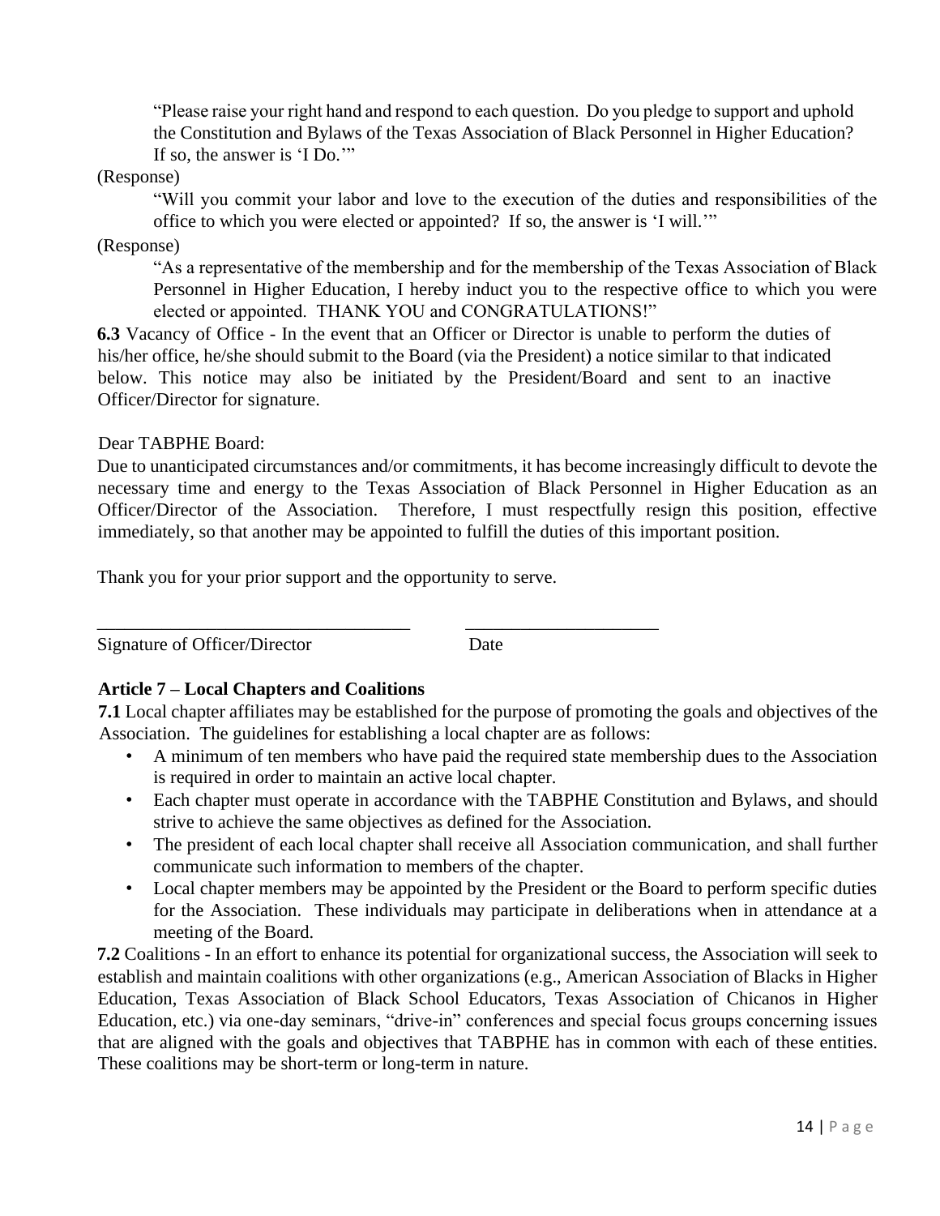"Please raise your right hand and respond to each question. Do you pledge to support and uphold the Constitution and Bylaws of the Texas Association of Black Personnel in Higher Education? If so, the answer is 'I Do.'"

(Response)

"Will you commit your labor and love to the execution of the duties and responsibilities of the office to which you were elected or appointed? If so, the answer is 'I will.'"

(Response)

"As a representative of the membership and for the membership of the Texas Association of Black Personnel in Higher Education, I hereby induct you to the respective office to which you were elected or appointed. THANK YOU and CONGRATULATIONS!"

**6.3** Vacancy of Office - In the event that an Officer or Director is unable to perform the duties of his/her office, he/she should submit to the Board (via the President) a notice similar to that indicated below. This notice may also be initiated by the President/Board and sent to an inactive Officer/Director for signature.

Dear TABPHE Board:

Due to unanticipated circumstances and/or commitments, it has become increasingly difficult to devote the necessary time and energy to the Texas Association of Black Personnel in Higher Education as an Officer/Director of the Association. Therefore, I must respectfully resign this position, effective immediately, so that another may be appointed to fulfill the duties of this important position.

Thank you for your prior support and the opportunity to serve.

___________________________________ _____________________

Signature of Officer/Director Date

**Article 7 – Local Chapters and Coalitions**

**7.1** Local chapter affiliates may be established for the purpose of promoting the goals and objectives of the Association. The guidelines for establishing a local chapter are as follows:

- A minimum of ten members who have paid the required state membership dues to the Association is required in order to maintain an active local chapter.
- Each chapter must operate in accordance with the TABPHE Constitution and Bylaws, and should strive to achieve the same objectives as defined for the Association.
- The president of each local chapter shall receive all Association communication, and shall further communicate such information to members of the chapter.
- Local chapter members may be appointed by the President or the Board to perform specific duties for the Association. These individuals may participate in deliberations when in attendance at a meeting of the Board.

**7.2** Coalitions - In an effort to enhance its potential for organizational success, the Association will seek to establish and maintain coalitions with other organizations (e.g., American Association of Blacks in Higher Education, Texas Association of Black School Educators, Texas Association of Chicanos in Higher Education, etc.) via one-day seminars, "drive-in" conferences and special focus groups concerning issues that are aligned with the goals and objectives that TABPHE has in common with each of these entities. These coalitions may be short-term or long-term in nature.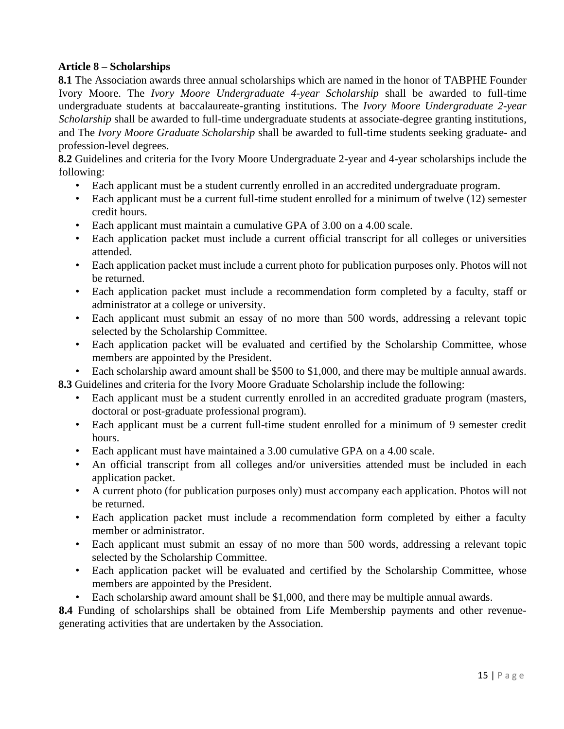**Article 8 – Scholarships**

**8.1** The Association awards three annual scholarships which are named in the honor of TABPHE Founder Ivory Moore. The *Ivory Moore Undergraduate 4-year Scholarship* shall be awarded to full-time undergraduate students at baccalaureate-granting institutions. The *Ivory Moore Undergraduate 2-year Scholarship* shall be awarded to full-time undergraduate students at associate-degree granting institutions, and The *Ivory Moore Graduate Scholarship* shall be awarded to full-time students seeking graduate- and profession-level degrees.

**8.2** Guidelines and criteria for the Ivory Moore Undergraduate 2-year and 4-year scholarships include the following:

- Each applicant must be a student currently enrolled in an accredited undergraduate program.
- Each applicant must be a current full-time student enrolled for a minimum of twelve (12) semester credit hours.
- Each applicant must maintain a cumulative GPA of 3.00 on a 4.00 scale.
- Each application packet must include a current official transcript for all colleges or universities attended.
- Each application packet must include a current photo for publication purposes only. Photos will not be returned.
- Each application packet must include a recommendation form completed by a faculty, staff or administrator at a college or university.
- Each applicant must submit an essay of no more than 500 words, addressing a relevant topic selected by the Scholarship Committee.
- Each application packet will be evaluated and certified by the Scholarship Committee, whose members are appointed by the President.
- Each scholarship award amount shall be $500 to $1,000, and there may be multiple annual awards.

**8.3** Guidelines and criteria for the Ivory Moore Graduate Scholarship include the following:

- Each applicant must be a student currently enrolled in an accredited graduate program (masters, doctoral or post-graduate professional program).
- Each applicant must be a current full-time student enrolled for a minimum of 9 semester credit hours.
- Each applicant must have maintained a 3.00 cumulative GPA on a 4.00 scale.
- An official transcript from all colleges and/or universities attended must be included in each application packet.
- A current photo (for publication purposes only) must accompany each application. Photos will not be returned.
- Each application packet must include a recommendation form completed by either a faculty member or administrator.
- Each applicant must submit an essay of no more than 500 words, addressing a relevant topic selected by the Scholarship Committee.
- Each application packet will be evaluated and certified by the Scholarship Committee, whose members are appointed by the President.
- Each scholarship award amount shall be $1,000, and there may be multiple annual awards.

**8.4** Funding of scholarships shall be obtained from Life Membership payments and other revenue-generating activities that are undertaken by the Association.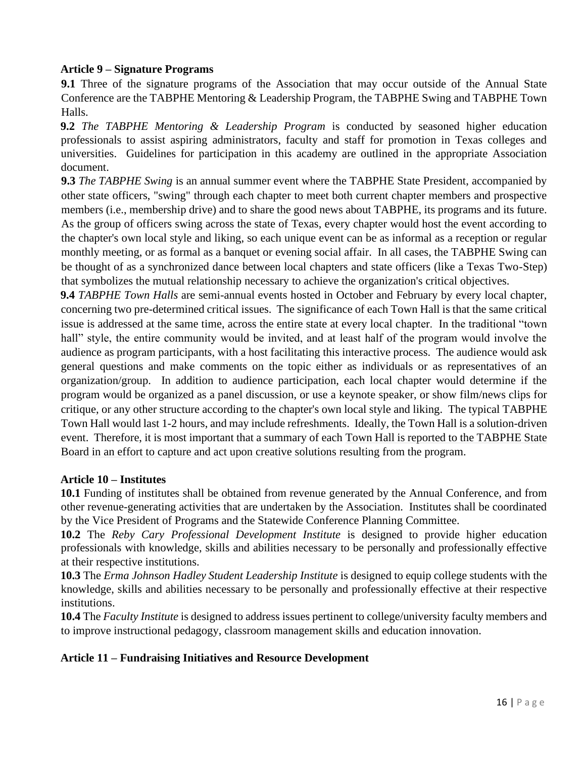## Article 9 – Signature Programs

**9.1** Three of the signature programs of the Association that may occur outside of the Annual State Conference are the TABPHE Mentoring & Leadership Program, the TABPHE Swing and TABPHE Town Halls.

**9.2** *The TABPHE Mentoring & Leadership Program* is conducted by seasoned higher education professionals to assist aspiring administrators, faculty and staff for promotion in Texas colleges and universities. Guidelines for participation in this academy are outlined in the appropriate Association document.

**9.3** *The TABPHE Swing* is an annual summer event where the TABPHE State President, accompanied by other state officers, "swing" through each chapter to meet both current chapter members and prospective members (i.e., membership drive) and to share the good news about TABPHE, its programs and its future. As the group of officers swing across the state of Texas, every chapter would host the event according to the chapter's own local style and liking, so each unique event can be as informal as a reception or regular monthly meeting, or as formal as a banquet or evening social affair. In all cases, the TABPHE Swing can be thought of as a synchronized dance between local chapters and state officers (like a Texas Two-Step) that symbolizes the mutual relationship necessary to achieve the organization's critical objectives.

**9.4** *TABPHE Town Halls* are semi-annual events hosted in October and February by every local chapter, concerning two pre-determined critical issues. The significance of each Town Hall is that the same critical issue is addressed at the same time, across the entire state at every local chapter. In the traditional "town hall" style, the entire community would be invited, and at least half of the program would involve the audience as program participants, with a host facilitating this interactive process. The audience would ask general questions and make comments on the topic either as individuals or as representatives of an organization/group. In addition to audience participation, each local chapter would determine if the program would be organized as a panel discussion, or use a keynote speaker, or show film/news clips for critique, or any other structure according to the chapter's own local style and liking. The typical TABPHE Town Hall would last 1-2 hours, and may include refreshments. Ideally, the Town Hall is a solution-driven event. Therefore, it is most important that a summary of each Town Hall is reported to the TABPHE State Board in an effort to capture and act upon creative solutions resulting from the program.

## Article 10 – Institutes

**10.1** Funding of institutes shall be obtained from revenue generated by the Annual Conference, and from other revenue-generating activities that are undertaken by the Association. Institutes shall be coordinated by the Vice President of Programs and the Statewide Conference Planning Committee.

**10.2** The *Reby Cary Professional Development Institute* is designed to provide higher education professionals with knowledge, skills and abilities necessary to be personally and professionally effective at their respective institutions.

**10.3** The *Erma Johnson Hadley Student Leadership Institute* is designed to equip college students with the knowledge, skills and abilities necessary to be personally and professionally effective at their respective institutions.

**10.4** The *Faculty Institute* is designed to address issues pertinent to college/university faculty members and to improve instructional pedagogy, classroom management skills and education innovation.

## Article 11 – Fundraising Initiatives and Resource Development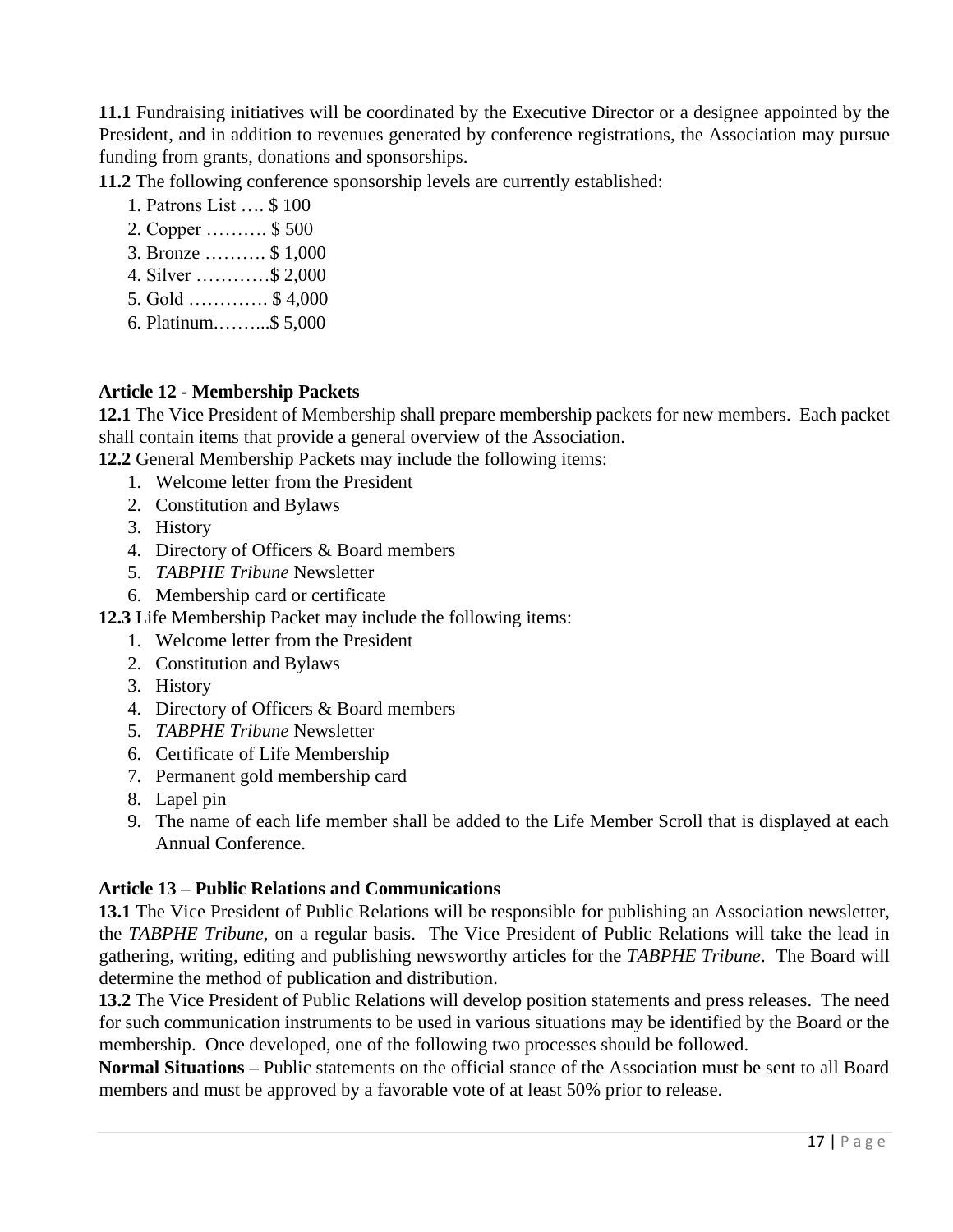**11.1** Fundraising initiatives will be coordinated by the Executive Director or a designee appointed by the President, and in addition to revenues generated by conference registrations, the Association may pursue funding from grants, donations and sponsorships.

**11.2** The following conference sponsorship levels are currently established:

1. Patrons List …. $ 100
2. Copper ………. $ 500
3. Bronze ………. $ 1,000
4. Silver …………$ 2,000
5. Gold …………. $ 4,000
6. Platinum.……...$ 5,000

**Article 12 - Membership Packets**

**12.1** The Vice President of Membership shall prepare membership packets for new members. Each packet shall contain items that provide a general overview of the Association.

**12.2** General Membership Packets may include the following items:

1. Welcome letter from the President
2. Constitution and Bylaws
3. History
4. Directory of Officers & Board members
5. *TABPHE Tribune* Newsletter
6. Membership card or certificate

**12.3** Life Membership Packet may include the following items:

1. Welcome letter from the President
2. Constitution and Bylaws
3. History
4. Directory of Officers & Board members
5. *TABPHE Tribune* Newsletter
6. Certificate of Life Membership
7. Permanent gold membership card
8. Lapel pin
9. The name of each life member shall be added to the Life Member Scroll that is displayed at each Annual Conference.

**Article 13 – Public Relations and Communications**

**13.1** The Vice President of Public Relations will be responsible for publishing an Association newsletter, the *TABPHE Tribune,* on a regular basis. The Vice President of Public Relations will take the lead in gathering, writing, editing and publishing newsworthy articles for the *TABPHE Tribune*. The Board will determine the method of publication and distribution.

**13.2** The Vice President of Public Relations will develop position statements and press releases. The need for such communication instruments to be used in various situations may be identified by the Board or the membership. Once developed, one of the following two processes should be followed.

**Normal Situations –** Public statements on the official stance of the Association must be sent to all Board members and must be approved by a favorable vote of at least 50% prior to release.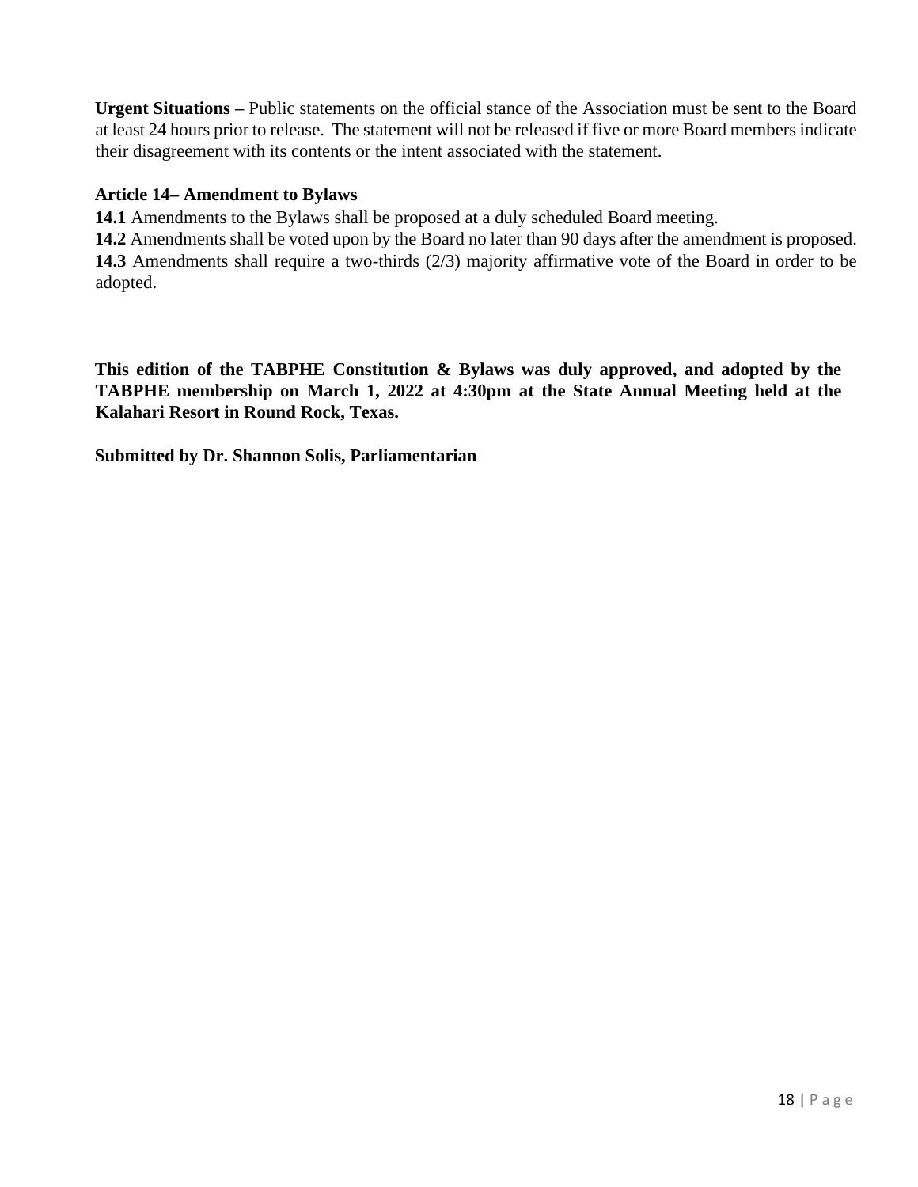**Urgent Situations** – Public statements on the official stance of the Association must be sent to the Board at least 24 hours prior to release. The statement will not be released if five or more Board members indicate their disagreement with its contents or the intent associated with the statement.

### Article 14– Amendment to Bylaws

**14.1** Amendments to the Bylaws shall be proposed at a duly scheduled Board meeting.
**14.2** Amendments shall be voted upon by the Board no later than 90 days after the amendment is proposed.
**14.3** Amendments shall require a two-thirds (2/3) majority affirmative vote of the Board in order to be adopted.

**This edition of the TABPHE Constitution & Bylaws was duly approved, and adopted by the TABPHE membership on March 1, 2022 at 4:30pm at the State Annual Meeting held at the Kalahari Resort in Round Rock, Texas.**

**Submitted by Dr. Shannon Solis, Parliamentarian**